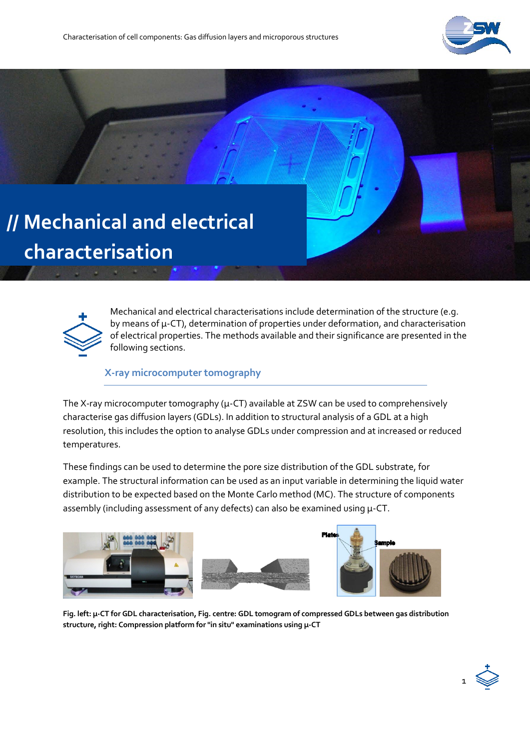# // Mechanical and electrical characterisation

Mechanical and electrical characterisations include determination of the structure (e.g. by means of μ-CT), determination of properties under deformation, and characterisation of electrical properties. The methods available and their significance are presented in the following sections.

## X-ray microcomputer tomography

The X-ray microcomputer tomography (μ-CT) available at ZSW can be used to comprehensively characterise gas diffusion layers (GDLs). In addition to structural analysis of a GDL at a high resolution, this includes the option to analyse GDLs under compression and at increased or reduced temperatures.

These findings can be used to determine the pore size distribution of the GDL substrate, for example. The structural information can be used as an input variable in determining the liquid water distribution to be expected based on the Monte Carlo method (MC). The structure of components assembly (including assessment of any defects) can also be examined using μ-CT.

**Fig. left: μ-CT for GDL characterisation, Fig. centre: GDL tomogram of compressed GDLs between gas distribution structure, right: Compression platform for "in situ" examinations using μ-CT**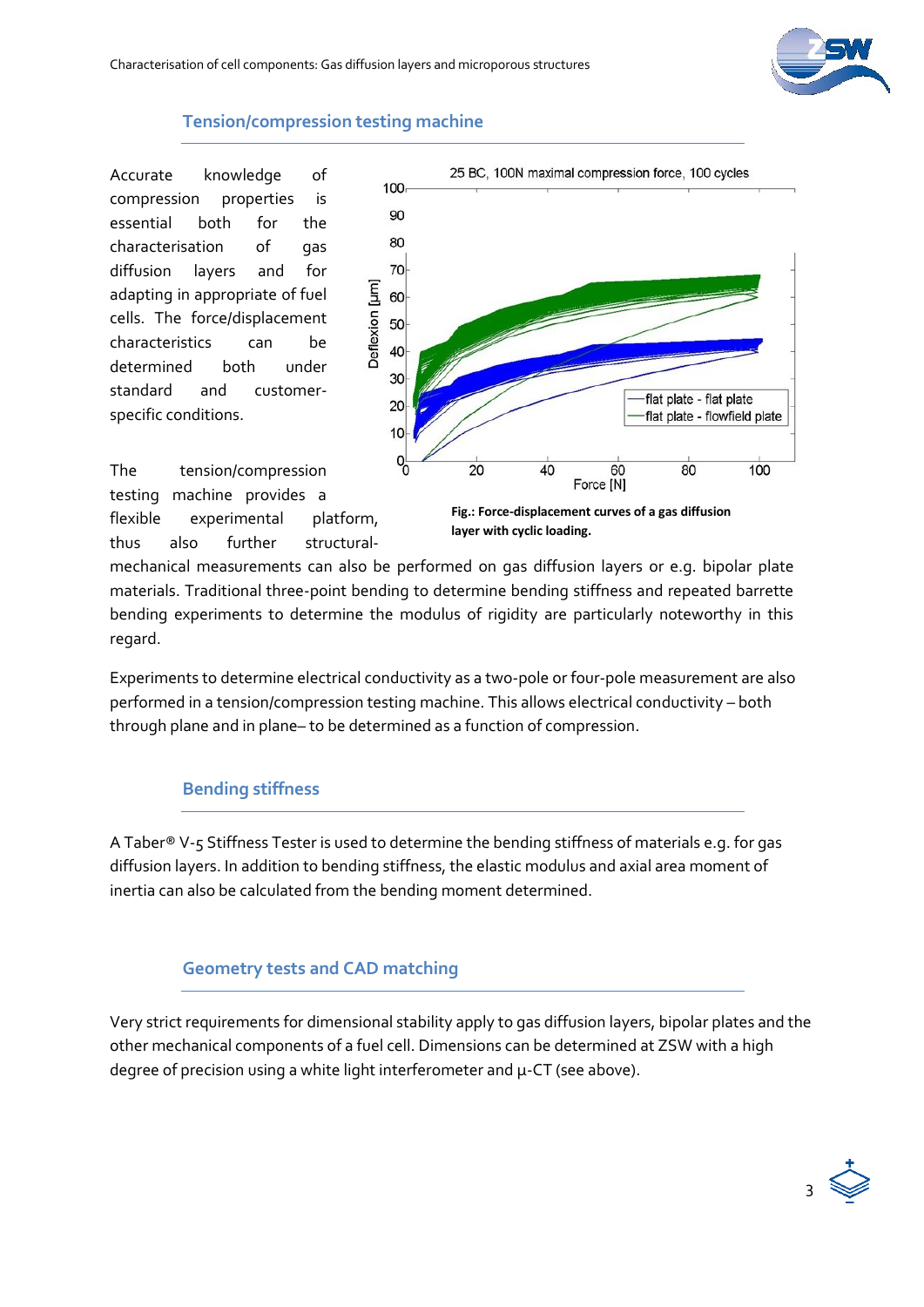## Tension/compression testing machine

Accurate knowledge of compression properties is essential both for the characterisation of gas diffusion layers and for adapting in appropriate of fuel cells. The force/displacement characteristics can be determined both under standard and customer-specific conditions.

Fig.: Force-displacement curves of a gas diffusion layer with cyclic loading.

The tension/compression testing machine provides a flexible experimental platform, thus also further structural-mechanical measurements can also be performed on gas diffusion layers or e.g. bipolar plate materials. Traditional three-point bending to determine bending stiffness and repeated barrette bending experiments to determine the modulus of rigidity are particularly noteworthy in this regard.

Experiments to determine electrical conductivity as a two-pole or four-pole measurement are also performed in a tension/compression testing machine. This allows electrical conductivity – both through plane and in plane– to be determined as a function of compression.

## Bending stiffness

A Taber® V-5 Stiffness Tester is used to determine the bending stiffness of materials e.g. for gas diffusion layers. In addition to bending stiffness, the elastic modulus and axial area moment of inertia can also be calculated from the bending moment determined.

## Geometry tests and CAD matching

Very strict requirements for dimensional stability apply to gas diffusion layers, bipolar plates and the other mechanical components of a fuel cell. Dimensions can be determined at ZSW with a high degree of precision using a white light interferometer and µ-CT (see above).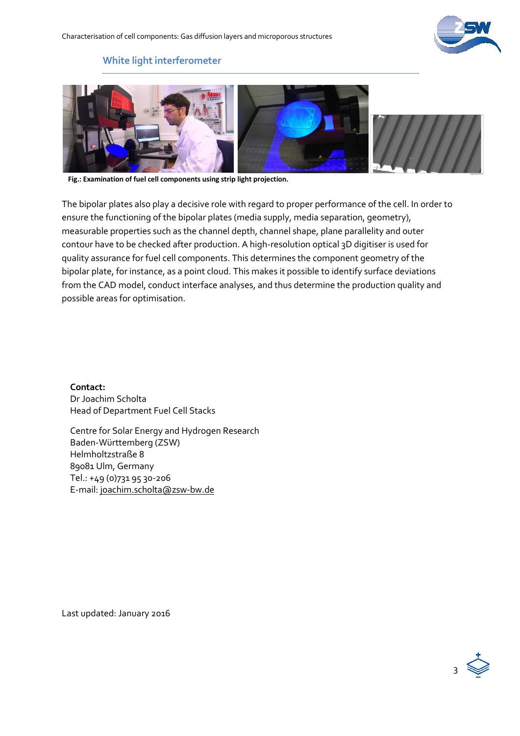## White light interferometer

Fig.: Examination of fuel cell components using strip light projection.

The bipolar plates also play a decisive role with regard to proper performance of the cell. In order to ensure the functioning of the bipolar plates (media supply, media separation, geometry), measurable properties such as the channel depth, channel shape, plane parallelity and outer contour have to be checked after production. A high-resolution optical 3D digitiser is used for quality assurance for fuel cell components. This determines the component geometry of the bipolar plate, for instance, as a point cloud. This makes it possible to identify surface deviations from the CAD model, conduct interface analyses, and thus determine the production quality and possible areas for optimisation.

**Contact:**
Dr Joachim Scholta
Head of Department Fuel Cell Stacks

Centre for Solar Energy and Hydrogen Research
Baden-Württemberg (ZSW)
Helmholtzstraße 8
89081 Ulm, Germany
Tel.: +49 (0)731 95 30-206
E-mail: joachim.scholta@zsw-bw.de

Last updated: January 2016